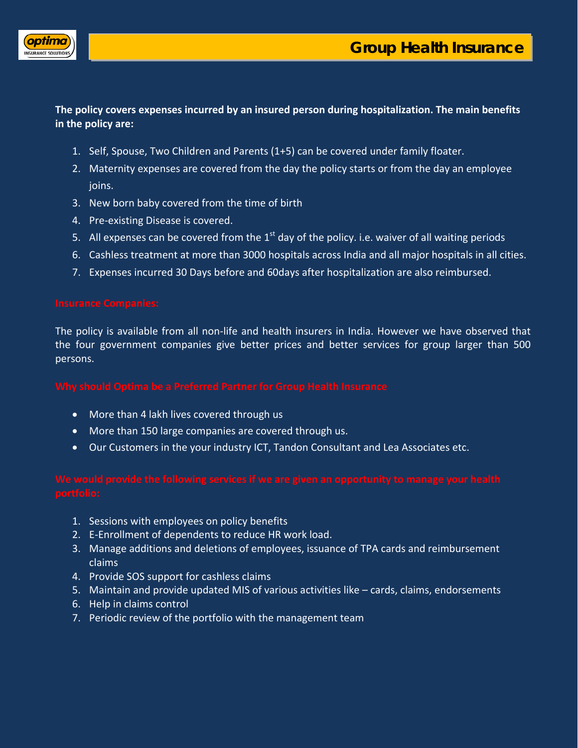# Group Health Insurance

**The policy covers expenses incurred by an insured person during hospitalization. The main benefits in the policy are:**

1. Self, Spouse, Two Children and Parents (1+5) can be covered under family floater.
2. Maternity expenses are covered from the day the policy starts or from the day an employee joins.
3. New born baby covered from the time of birth
4. Pre-existing Disease is covered.
5. All expenses can be covered from the 1st day of the policy. i.e. waiver of all waiting periods
6. Cashless treatment at more than 3000 hospitals across India and all major hospitals in all cities.
7. Expenses incurred 30 Days before and 60days after hospitalization are also reimbursed.

## Insurance Companies:

The policy is available from all non-life and health insurers in India. However we have observed that the four government companies give better prices and better services for group larger than 500 persons.

## Why should Optima be a Preferred Partner for Group Health Insurance

- More than 4 lakh lives covered through us
- More than 150 large companies are covered through us.
- Our Customers in the your industry ICT, Tandon Consultant and Lea Associates etc.

## We would provide the following services if we are given an opportunity to manage your health portfolio:

1. Sessions with employees on policy benefits
2. E-Enrollment of dependents to reduce HR work load.
3. Manage additions and deletions of employees, issuance of TPA cards and reimbursement claims
4. Provide SOS support for cashless claims
5. Maintain and provide updated MIS of various activities like – cards, claims, endorsements
6. Help in claims control
7. Periodic review of the portfolio with the management team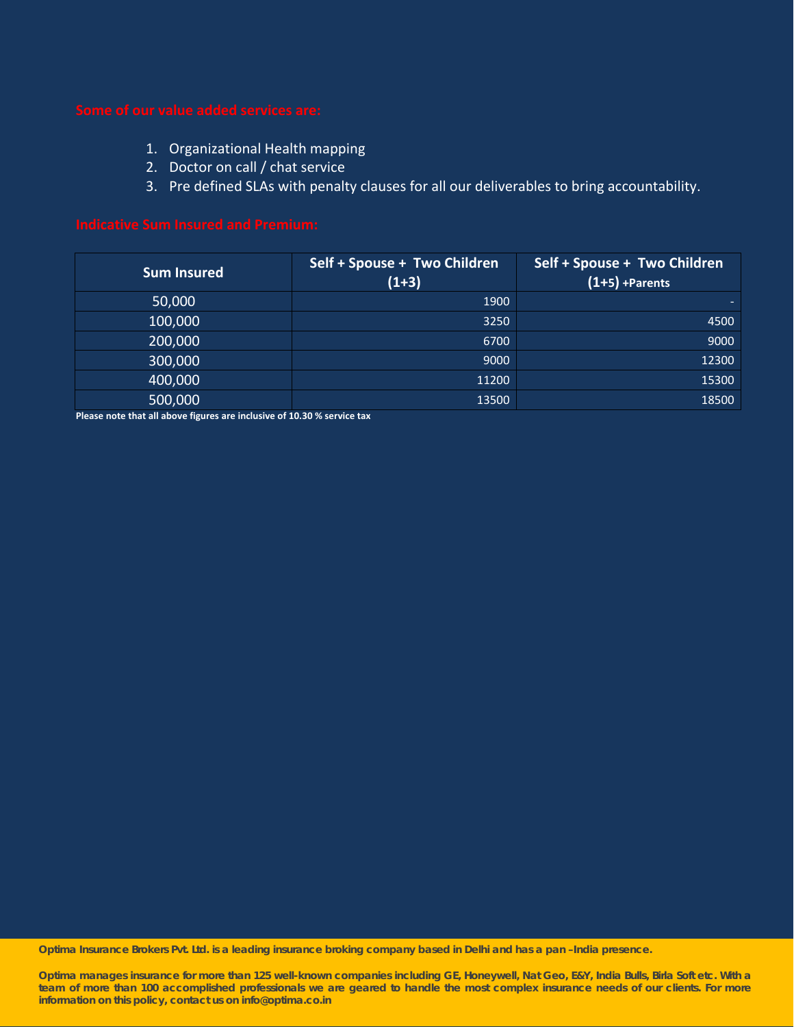## Some of our value added services are:

1. Organizational Health mapping
2. Doctor on call / chat service
3. Pre defined SLAs with penalty clauses for all our deliverables to bring accountability.

## Indicative Sum Insured and Premium:

| Sum Insured | Self + Spouse + Two Children (1+3) | Self + Spouse + Two Children (1+5) +Parents |
|---|---|---|
| 50,000 | 1900 | - |
| 100,000 | 3250 | 4500 |
| 200,000 | 6700 | 9000 |
| 300,000 | 9000 | 12300 |
| 400,000 | 11200 | 15300 |
| 500,000 | 13500 | 18500 |

**Please note that all above figures are inclusive of 10.30 % service tax**

**Optima Insurance Brokers Pvt. Ltd. is a leading insurance broking company based in Delhi and has a pan –India presence.**

**Optima manages insurance for more than 125 well-known companies including GE, Honeywell, Nat Geo, E&Y, India Bulls, Birla Soft etc. With a team of more than 100 accomplished professionals we are geared to handle the most complex insurance needs of our clients. For more information on this policy, contact us on info@optima.co.in**